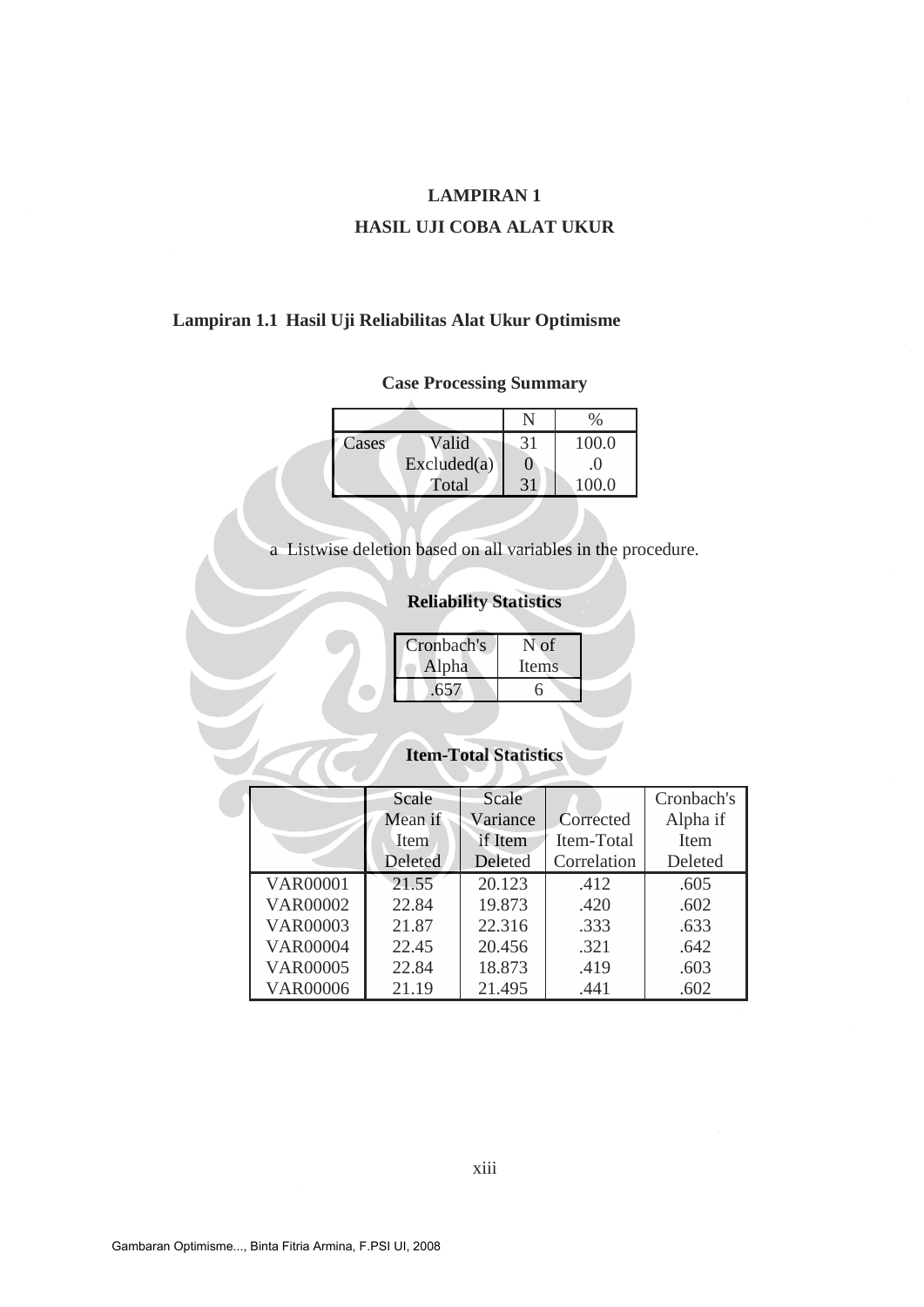# LAMPIRAN 1

## HASIL UJI COBA ALAT UKUR

### Lampiran 1.1 Hasil Uji Reliabilitas Alat Ukur Optimisme

**Case Processing Summary**

| | | N | % |
|---|---|---|---|
| Cases | Valid | 31 | 100.0 |
| | Excluded(a) | 0 | .0 |
| | Total | 31 | 100.0 |

a Listwise deletion based on all variables in the procedure.

**Reliability Statistics**

| Cronbach's Alpha | N of Items |
|---|---|
| .657 | 6 |

**Item-Total Statistics**

| | Scale Mean if Item Deleted | Scale Variance if Item Deleted | Corrected Item-Total Correlation | Cronbach's Alpha if Item Deleted |
|---|---|---|---|---|
| VAR00001 | 21.55 | 20.123 | .412 | .605 |
| VAR00002 | 22.84 | 19.873 | .420 | .602 |
| VAR00003 | 21.87 | 22.316 | .333 | .633 |
| VAR00004 | 22.45 | 20.456 | .321 | .642 |
| VAR00005 | 22.84 | 18.873 | .419 | .603 |
| VAR00006 | 21.19 | 21.495 | .441 | .602 |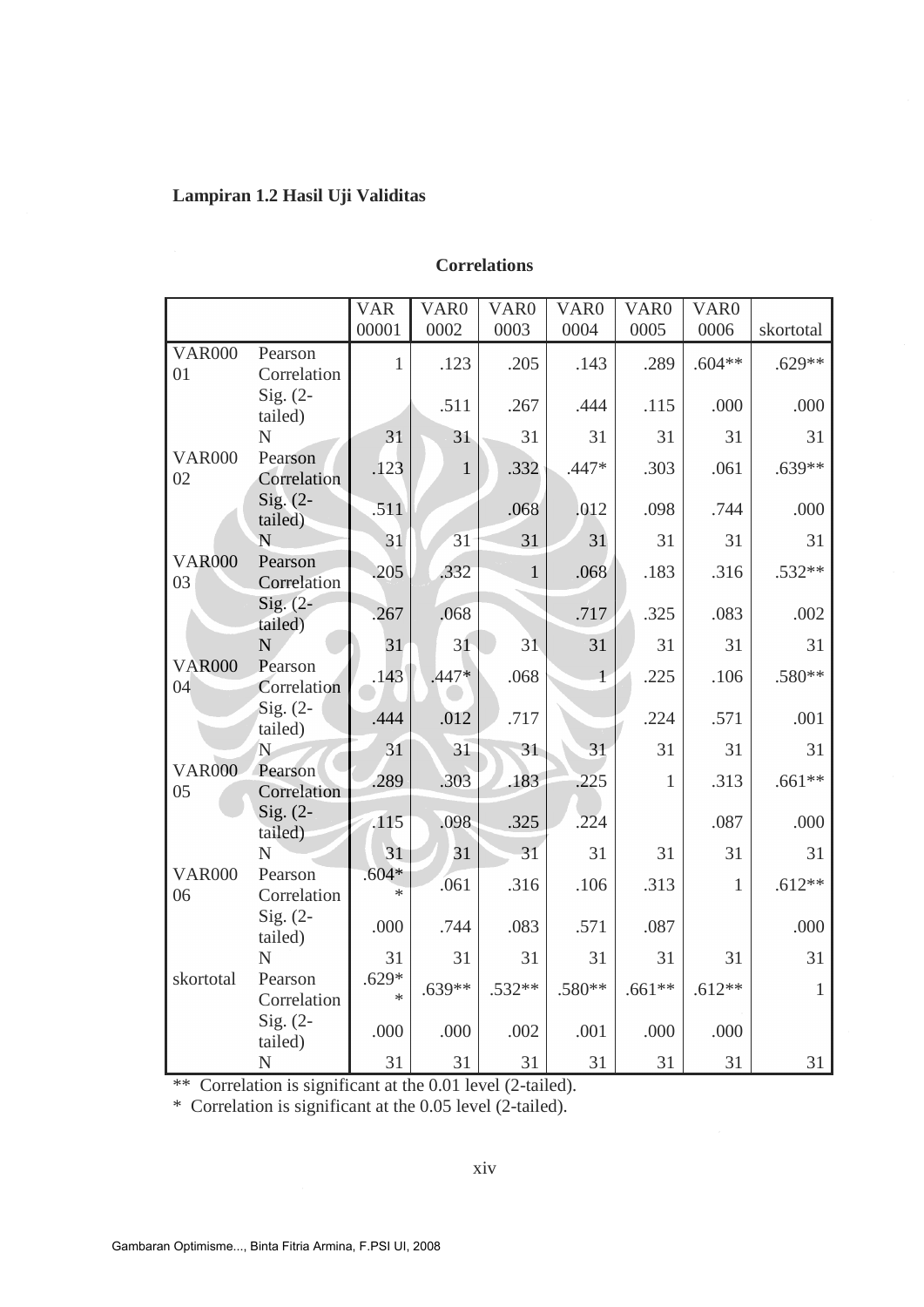**Lampiran 1.2 Hasil Uji Validitas**

**Correlations**

| | | VAR00001 | VAR00002 | VAR00003 | VAR00004 | VAR00005 | VAR00006 | skortotal |
|---|---|---|---|---|---|---|---|---|
| VAR00001 | Pearson Correlation | 1 | .123 | .205 | .143 | .289 | .604** | .629** |
| | Sig. (2-tailed) | | .511 | .267 | .444 | .115 | .000 | .000 |
| | N | 31 | 31 | 31 | 31 | 31 | 31 | 31 |
| VAR00002 | Pearson Correlation | .123 | 1 | .332 | .447* | .303 | .061 | .639** |
| | Sig. (2-tailed) | .511 | | .068 | .012 | .098 | .744 | .000 |
| | N | 31 | 31 | 31 | 31 | 31 | 31 | 31 |
| VAR00003 | Pearson Correlation | .205 | .332 | 1 | .068 | .183 | .316 | .532** |
| | Sig. (2-tailed) | .267 | .068 | | .717 | .325 | .083 | .002 |
| | N | 31 | 31 | 31 | 31 | 31 | 31 | 31 |
| VAR00004 | Pearson Correlation | .143 | .447* | .068 | 1 | .225 | .106 | .580** |
| | Sig. (2-tailed) | .444 | .012 | .717 | | .224 | .571 | .001 |
| | N | 31 | 31 | 31 | 31 | 31 | 31 | 31 |
| VAR00005 | Pearson Correlation | .289 | .303 | .183 | .225 | 1 | .313 | .661** |
| | Sig. (2-tailed) | .115 | .098 | .325 | .224 | | .087 | .000 |
| | N | 31 | 31 | 31 | 31 | 31 | 31 | 31 |
| VAR00006 | Pearson Correlation | .604** | .061 | .316 | .106 | .313 | 1 | .612** |
| | Sig. (2-tailed) | .000 | .744 | .083 | .571 | .087 | | .000 |
| | N | 31 | 31 | 31 | 31 | 31 | 31 | 31 |
| skortotal | Pearson Correlation | .629** | .639** | .532** | .580** | .661** | .612** | 1 |
| | Sig. (2-tailed) | .000 | .000 | .002 | .001 | .000 | .000 | |
| | N | 31 | 31 | 31 | 31 | 31 | 31 | 31 |

** Correlation is significant at the 0.01 level (2-tailed).

* Correlation is significant at the 0.05 level (2-tailed).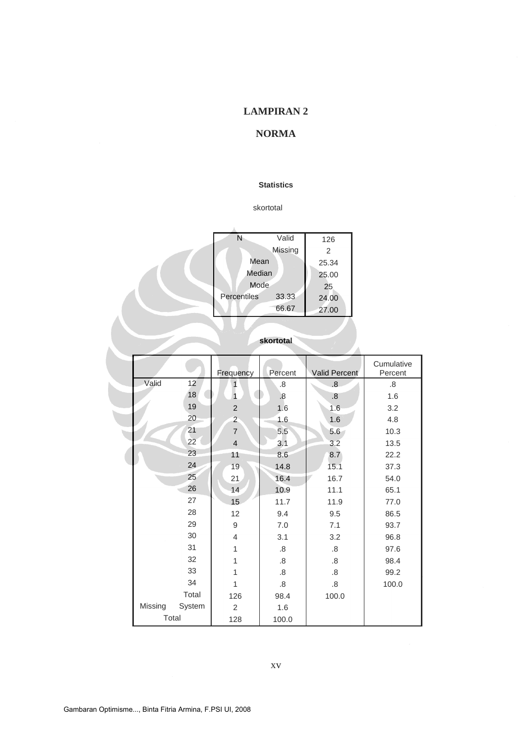# LAMPIRAN 2

## NORMA

**Statistics**

skortotal

| | | |
|---|---|---|
| N | Valid | 126 |
| | Missing | 2 |
| Mean | | 25.34 |
| Median | | 25.00 |
| Mode | | 25 |
| Percentiles | 33.33 | 24.00 |
| | 66.67 | 27.00 |

**skortotal**

| | | Frequency | Percent | Valid Percent | Cumulative Percent |
|---|---|---|---|---|---|
| Valid | 12 | 1 | .8 | .8 | .8 |
| | 18 | 1 | .8 | .8 | 1.6 |
| | 19 | 2 | 1.6 | 1.6 | 3.2 |
| | 20 | 2 | 1.6 | 1.6 | 4.8 |
| | 21 | 7 | 5.5 | 5.6 | 10.3 |
| | 22 | 4 | 3.1 | 3.2 | 13.5 |
| | 23 | 11 | 8.6 | 8.7 | 22.2 |
| | 24 | 19 | 14.8 | 15.1 | 37.3 |
| | 25 | 21 | 16.4 | 16.7 | 54.0 |
| | 26 | 14 | 10.9 | 11.1 | 65.1 |
| | 27 | 15 | 11.7 | 11.9 | 77.0 |
| | 28 | 12 | 9.4 | 9.5 | 86.5 |
| | 29 | 9 | 7.0 | 7.1 | 93.7 |
| | 30 | 4 | 3.1 | 3.2 | 96.8 |
| | 31 | 1 | .8 | .8 | 97.6 |
| | 32 | 1 | .8 | .8 | 98.4 |
| | 33 | 1 | .8 | .8 | 99.2 |
| | 34 | 1 | .8 | .8 | 100.0 |
| | Total | 126 | 98.4 | 100.0 | |
| Missing | System | 2 | 1.6 | | |
| Total | | 128 | 100.0 | | |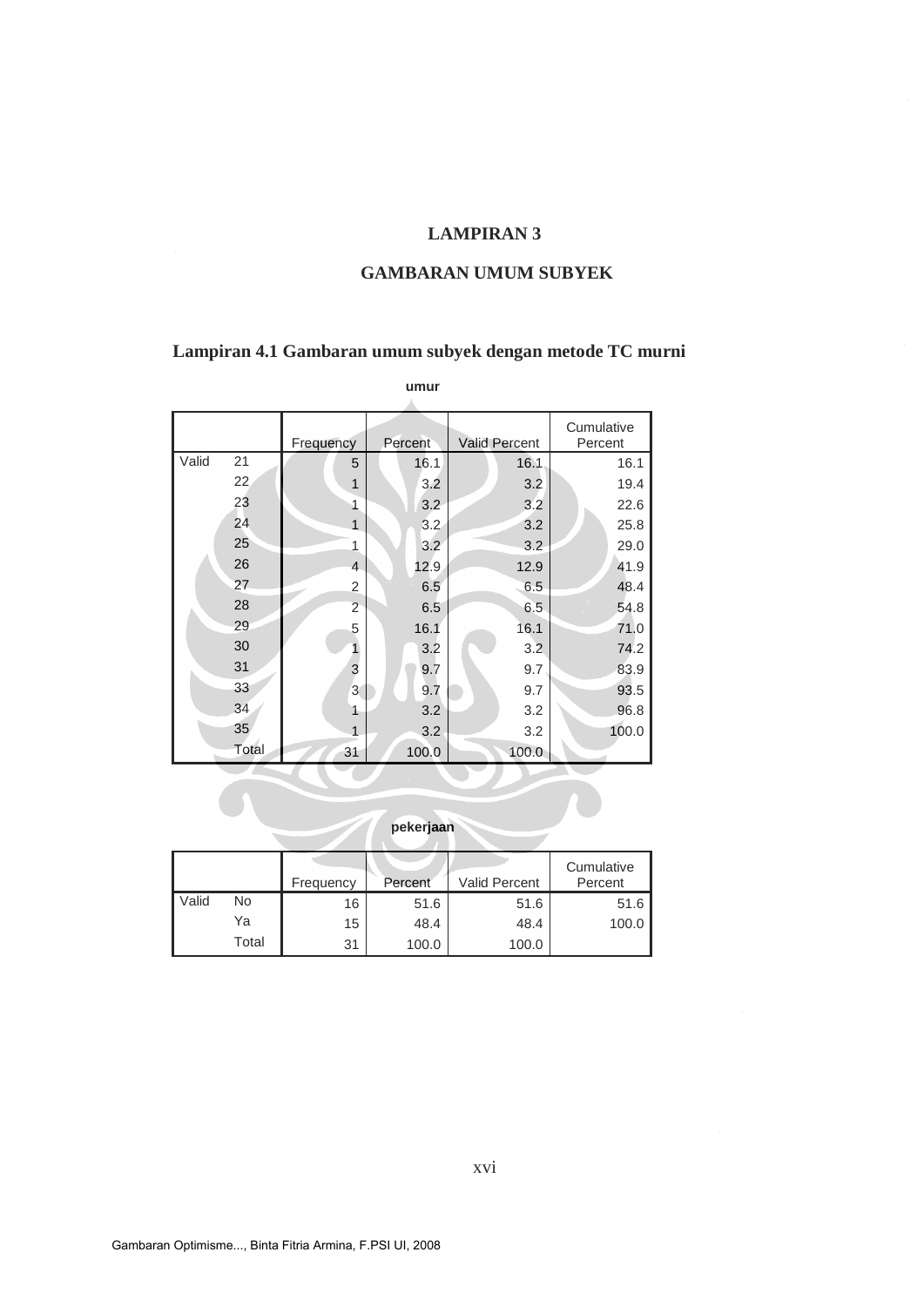# LAMPIRAN 3

## GAMBARAN UMUM SUBYEK

### Lampiran 4.1 Gambaran umum subyek dengan metode TC murni

**umur**

| | | Frequency | Percent | Valid Percent | Cumulative Percent |
|---|---|---|---|---|---|
| Valid | 21 | 5 | 16.1 | 16.1 | 16.1 |
| | 22 | 1 | 3.2 | 3.2 | 19.4 |
| | 23 | 1 | 3.2 | 3.2 | 22.6 |
| | 24 | 1 | 3.2 | 3.2 | 25.8 |
| | 25 | 1 | 3.2 | 3.2 | 29.0 |
| | 26 | 4 | 12.9 | 12.9 | 41.9 |
| | 27 | 2 | 6.5 | 6.5 | 48.4 |
| | 28 | 2 | 6.5 | 6.5 | 54.8 |
| | 29 | 5 | 16.1 | 16.1 | 71.0 |
| | 30 | 1 | 3.2 | 3.2 | 74.2 |
| | 31 | 3 | 9.7 | 9.7 | 83.9 |
| | 33 | 3 | 9.7 | 9.7 | 93.5 |
| | 34 | 1 | 3.2 | 3.2 | 96.8 |
| | 35 | 1 | 3.2 | 3.2 | 100.0 |
| | Total | 31 | 100.0 | 100.0 | |

**pekerjaan**

| | | Frequency | Percent | Valid Percent | Cumulative Percent |
|---|---|---|---|---|---|
| Valid | No | 16 | 51.6 | 51.6 | 51.6 |
| | Ya | 15 | 48.4 | 48.4 | 100.0 |
| | Total | 31 | 100.0 | 100.0 | |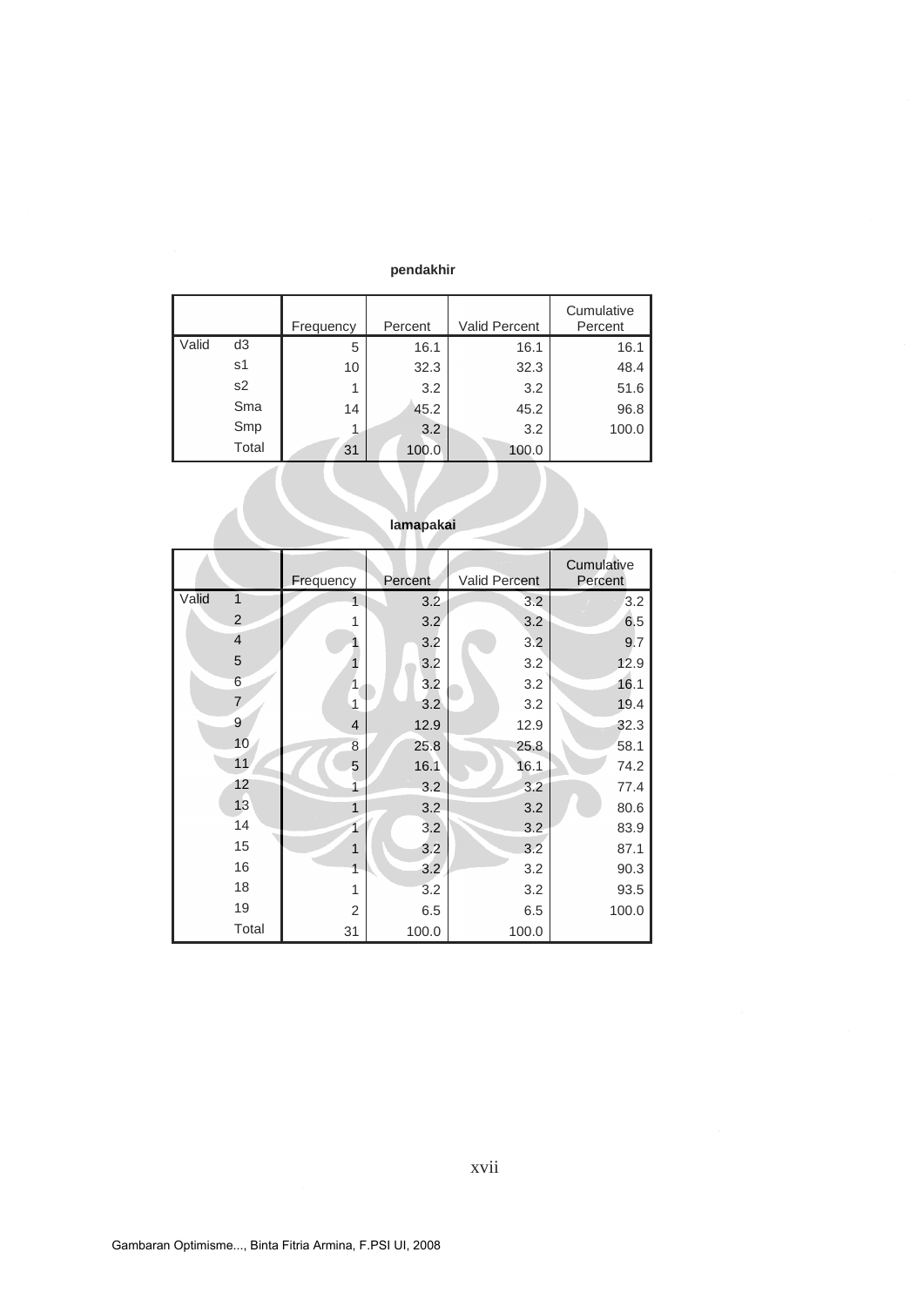**pendakhir**

| | | Frequency | Percent | Valid Percent | Cumulative Percent |
|---|---|---|---|---|---|
| Valid | d3 | 5 | 16.1 | 16.1 | 16.1 |
| | s1 | 10 | 32.3 | 32.3 | 48.4 |
| | s2 | 1 | 3.2 | 3.2 | 51.6 |
| | Sma | 14 | 45.2 | 45.2 | 96.8 |
| | Smp | 1 | 3.2 | 3.2 | 100.0 |
| | Total | 31 | 100.0 | 100.0 | |

**lamapakai**

| | | Frequency | Percent | Valid Percent | Cumulative Percent |
|---|---|---|---|---|---|
| Valid | 1 | 1 | 3.2 | 3.2 | 3.2 |
| | 2 | 1 | 3.2 | 3.2 | 6.5 |
| | 4 | 1 | 3.2 | 3.2 | 9.7 |
| | 5 | 1 | 3.2 | 3.2 | 12.9 |
| | 6 | 1 | 3.2 | 3.2 | 16.1 |
| | 7 | 1 | 3.2 | 3.2 | 19.4 |
| | 9 | 4 | 12.9 | 12.9 | 32.3 |
| | 10 | 8 | 25.8 | 25.8 | 58.1 |
| | 11 | 5 | 16.1 | 16.1 | 74.2 |
| | 12 | 1 | 3.2 | 3.2 | 77.4 |
| | 13 | 1 | 3.2 | 3.2 | 80.6 |
| | 14 | 1 | 3.2 | 3.2 | 83.9 |
| | 15 | 1 | 3.2 | 3.2 | 87.1 |
| | 16 | 1 | 3.2 | 3.2 | 90.3 |
| | 18 | 1 | 3.2 | 3.2 | 93.5 |
| | 19 | 2 | 6.5 | 6.5 | 100.0 |
| | Total | 31 | 100.0 | 100.0 | |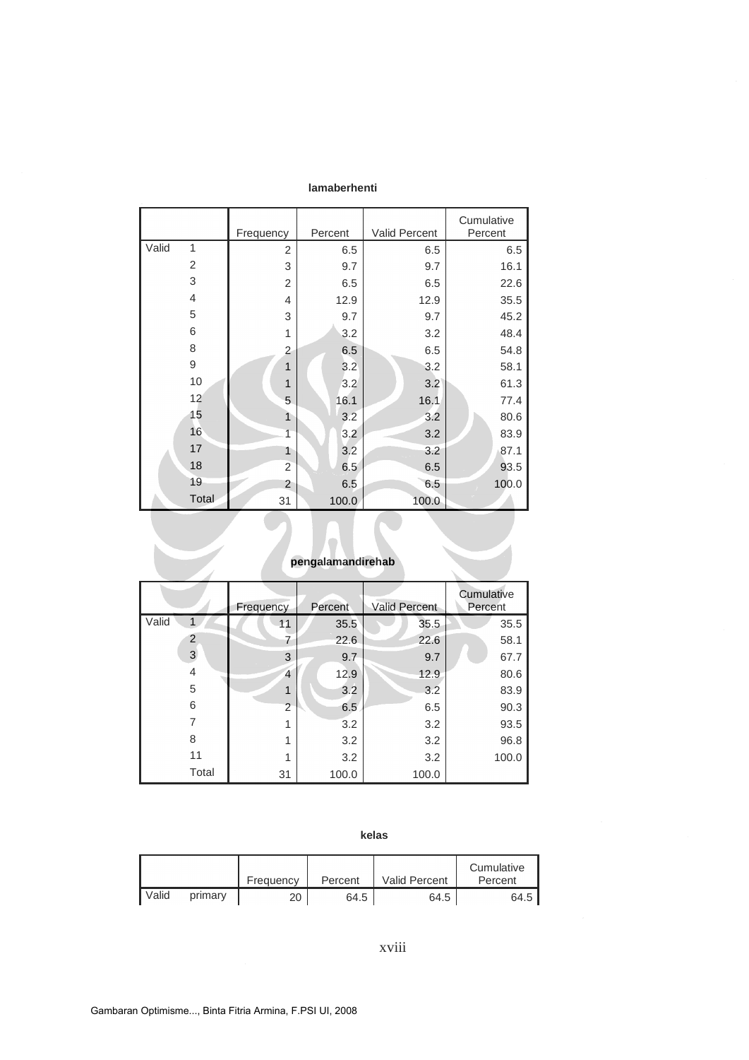**lamaberhenti**

| | | Frequency | Percent | Valid Percent | Cumulative Percent |
|---|---|---|---|---|---|
| Valid | 1 | 2 | 6.5 | 6.5 | 6.5 |
| | 2 | 3 | 9.7 | 9.7 | 16.1 |
| | 3 | 2 | 6.5 | 6.5 | 22.6 |
| | 4 | 4 | 12.9 | 12.9 | 35.5 |
| | 5 | 3 | 9.7 | 9.7 | 45.2 |
| | 6 | 1 | 3.2 | 3.2 | 48.4 |
| | 8 | 2 | 6.5 | 6.5 | 54.8 |
| | 9 | 1 | 3.2 | 3.2 | 58.1 |
| | 10 | 1 | 3.2 | 3.2 | 61.3 |
| | 12 | 5 | 16.1 | 16.1 | 77.4 |
| | 15 | 1 | 3.2 | 3.2 | 80.6 |
| | 16 | 1 | 3.2 | 3.2 | 83.9 |
| | 17 | 1 | 3.2 | 3.2 | 87.1 |
| | 18 | 2 | 6.5 | 6.5 | 93.5 |
| | 19 | 2 | 6.5 | 6.5 | 100.0 |
| | Total | 31 | 100.0 | 100.0 | |

**pengalamandirehab**

| | | Frequency | Percent | Valid Percent | Cumulative Percent |
|---|---|---|---|---|---|
| Valid | 1 | 11 | 35.5 | 35.5 | 35.5 |
| | 2 | 7 | 22.6 | 22.6 | 58.1 |
| | 3 | 3 | 9.7 | 9.7 | 67.7 |
| | 4 | 4 | 12.9 | 12.9 | 80.6 |
| | 5 | 1 | 3.2 | 3.2 | 83.9 |
| | 6 | 2 | 6.5 | 6.5 | 90.3 |
| | 7 | 1 | 3.2 | 3.2 | 93.5 |
| | 8 | 1 | 3.2 | 3.2 | 96.8 |
| | 11 | 1 | 3.2 | 3.2 | 100.0 |
| | Total | 31 | 100.0 | 100.0 | |

**kelas**

| | | Frequency | Percent | Valid Percent | Cumulative Percent |
|---|---|---|---|---|---|
| Valid | primary | 20 | 64.5 | 64.5 | 64.5 |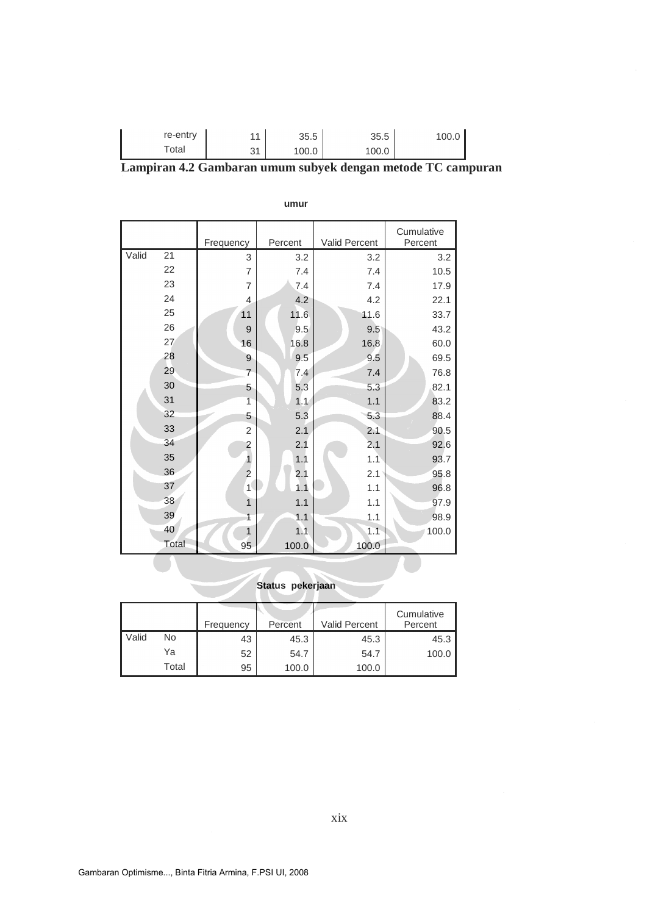| | | | | | |
|---|---|---|---|---|---|
| | re-entry | 11 | 35.5 | 35.5 | 100.0 |
| | Total | 31 | 100.0 | 100.0 | |

**Lampiran 4.2 Gambaran umum subyek dengan metode TC campuran**

**umur**

| | | Frequency | Percent | Valid Percent | Cumulative Percent |
|---|---|---|---|---|---|
| Valid | 21 | 3 | 3.2 | 3.2 | 3.2 |
| | 22 | 7 | 7.4 | 7.4 | 10.5 |
| | 23 | 7 | 7.4 | 7.4 | 17.9 |
| | 24 | 4 | 4.2 | 4.2 | 22.1 |
| | 25 | 11 | 11.6 | 11.6 | 33.7 |
| | 26 | 9 | 9.5 | 9.5 | 43.2 |
| | 27 | 16 | 16.8 | 16.8 | 60.0 |
| | 28 | 9 | 9.5 | 9.5 | 69.5 |
| | 29 | 7 | 7.4 | 7.4 | 76.8 |
| | 30 | 5 | 5.3 | 5.3 | 82.1 |
| | 31 | 1 | 1.1 | 1.1 | 83.2 |
| | 32 | 5 | 5.3 | 5.3 | 88.4 |
| | 33 | 2 | 2.1 | 2.1 | 90.5 |
| | 34 | 2 | 2.1 | 2.1 | 92.6 |
| | 35 | 1 | 1.1 | 1.1 | 93.7 |
| | 36 | 2 | 2.1 | 2.1 | 95.8 |
| | 37 | 1 | 1.1 | 1.1 | 96.8 |
| | 38 | 1 | 1.1 | 1.1 | 97.9 |
| | 39 | 1 | 1.1 | 1.1 | 98.9 |
| | 40 | 1 | 1.1 | 1.1 | 100.0 |
| | Total | 95 | 100.0 | 100.0 | |

**Status pekerjaan**

| | | Frequency | Percent | Valid Percent | Cumulative Percent |
|---|---|---|---|---|---|
| Valid | No | 43 | 45.3 | 45.3 | 45.3 |
| | Ya | 52 | 54.7 | 54.7 | 100.0 |
| | Total | 95 | 100.0 | 100.0 | |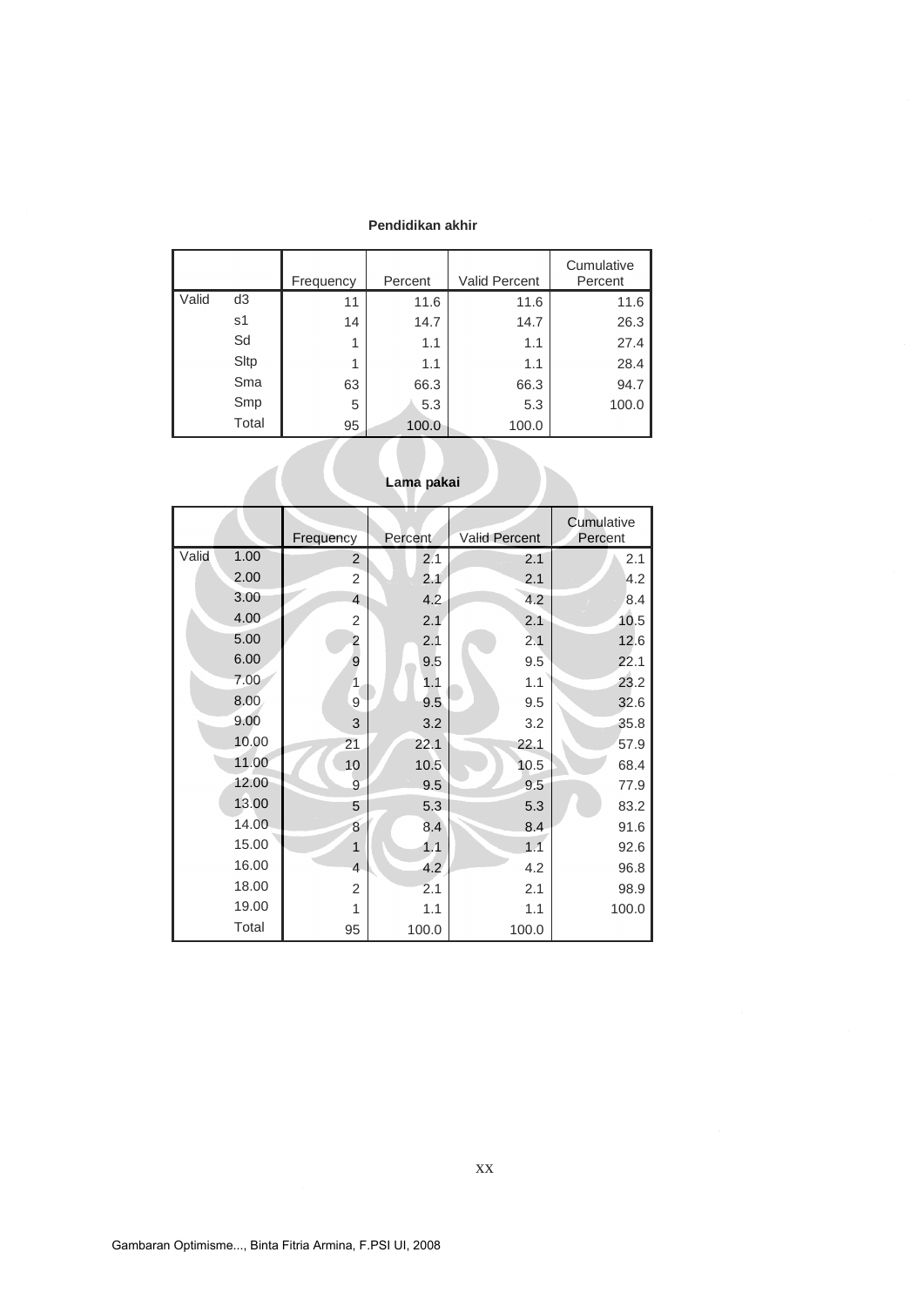**Pendidikan akhir**

| | | Frequency | Percent | Valid Percent | Cumulative Percent |
|---|---|---|---|---|---|
| Valid | d3 | 11 | 11.6 | 11.6 | 11.6 |
| | s1 | 14 | 14.7 | 14.7 | 26.3 |
| | Sd | 1 | 1.1 | 1.1 | 27.4 |
| | Sltp | 1 | 1.1 | 1.1 | 28.4 |
| | Sma | 63 | 66.3 | 66.3 | 94.7 |
| | Smp | 5 | 5.3 | 5.3 | 100.0 |
| | Total | 95 | 100.0 | 100.0 | |

**Lama pakai**

| | | Frequency | Percent | Valid Percent | Cumulative Percent |
|---|---|---|---|---|---|
| Valid | 1.00 | 2 | 2.1 | 2.1 | 2.1 |
| | 2.00 | 2 | 2.1 | 2.1 | 4.2 |
| | 3.00 | 4 | 4.2 | 4.2 | 8.4 |
| | 4.00 | 2 | 2.1 | 2.1 | 10.5 |
| | 5.00 | 2 | 2.1 | 2.1 | 12.6 |
| | 6.00 | 9 | 9.5 | 9.5 | 22.1 |
| | 7.00 | 1 | 1.1 | 1.1 | 23.2 |
| | 8.00 | 9 | 9.5 | 9.5 | 32.6 |
| | 9.00 | 3 | 3.2 | 3.2 | 35.8 |
| | 10.00 | 21 | 22.1 | 22.1 | 57.9 |
| | 11.00 | 10 | 10.5 | 10.5 | 68.4 |
| | 12.00 | 9 | 9.5 | 9.5 | 77.9 |
| | 13.00 | 5 | 5.3 | 5.3 | 83.2 |
| | 14.00 | 8 | 8.4 | 8.4 | 91.6 |
| | 15.00 | 1 | 1.1 | 1.1 | 92.6 |
| | 16.00 | 4 | 4.2 | 4.2 | 96.8 |
| | 18.00 | 2 | 2.1 | 2.1 | 98.9 |
| | 19.00 | 1 | 1.1 | 1.1 | 100.0 |
| | Total | 95 | 100.0 | 100.0 | |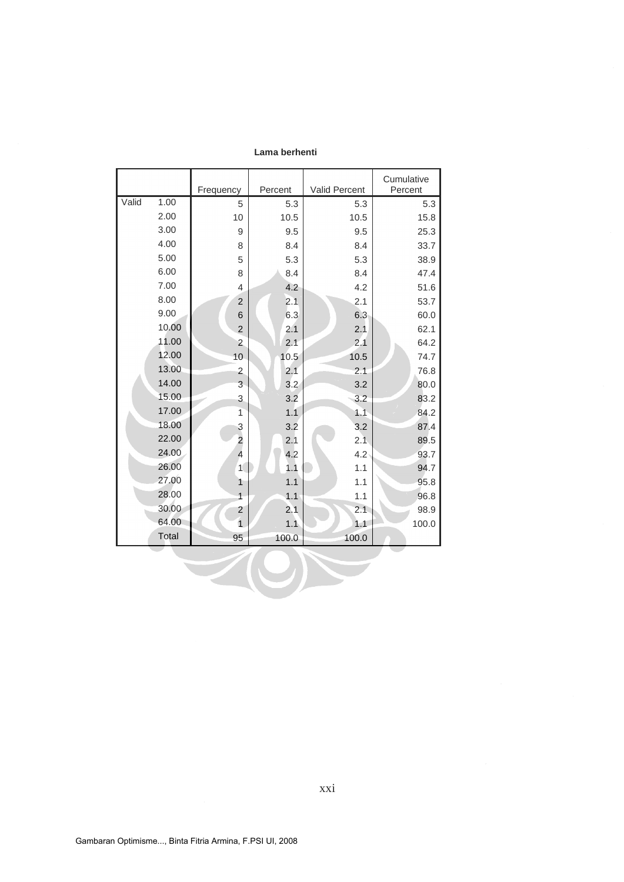**Lama berhenti**

| | | Frequency | Percent | Valid Percent | Cumulative Percent |
|---|---|---|---|---|---|
| Valid | 1.00 | 5 | 5.3 | 5.3 | 5.3 |
| | 2.00 | 10 | 10.5 | 10.5 | 15.8 |
| | 3.00 | 9 | 9.5 | 9.5 | 25.3 |
| | 4.00 | 8 | 8.4 | 8.4 | 33.7 |
| | 5.00 | 5 | 5.3 | 5.3 | 38.9 |
| | 6.00 | 8 | 8.4 | 8.4 | 47.4 |
| | 7.00 | 4 | 4.2 | 4.2 | 51.6 |
| | 8.00 | 2 | 2.1 | 2.1 | 53.7 |
| | 9.00 | 6 | 6.3 | 6.3 | 60.0 |
| | 10.00 | 2 | 2.1 | 2.1 | 62.1 |
| | 11.00 | 2 | 2.1 | 2.1 | 64.2 |
| | 12.00 | 10 | 10.5 | 10.5 | 74.7 |
| | 13.00 | 2 | 2.1 | 2.1 | 76.8 |
| | 14.00 | 3 | 3.2 | 3.2 | 80.0 |
| | 15.00 | 3 | 3.2 | 3.2 | 83.2 |
| | 17.00 | 1 | 1.1 | 1.1 | 84.2 |
| | 18.00 | 3 | 3.2 | 3.2 | 87.4 |
| | 22.00 | 2 | 2.1 | 2.1 | 89.5 |
| | 24.00 | 4 | 4.2 | 4.2 | 93.7 |
| | 26.00 | 1 | 1.1 | 1.1 | 94.7 |
| | 27.00 | 1 | 1.1 | 1.1 | 95.8 |
| | 28.00 | 1 | 1.1 | 1.1 | 96.8 |
| | 30.00 | 2 | 2.1 | 2.1 | 98.9 |
| | 64.00 | 1 | 1.1 | 1.1 | 100.0 |
| | Total | 95 | 100.0 | 100.0 | |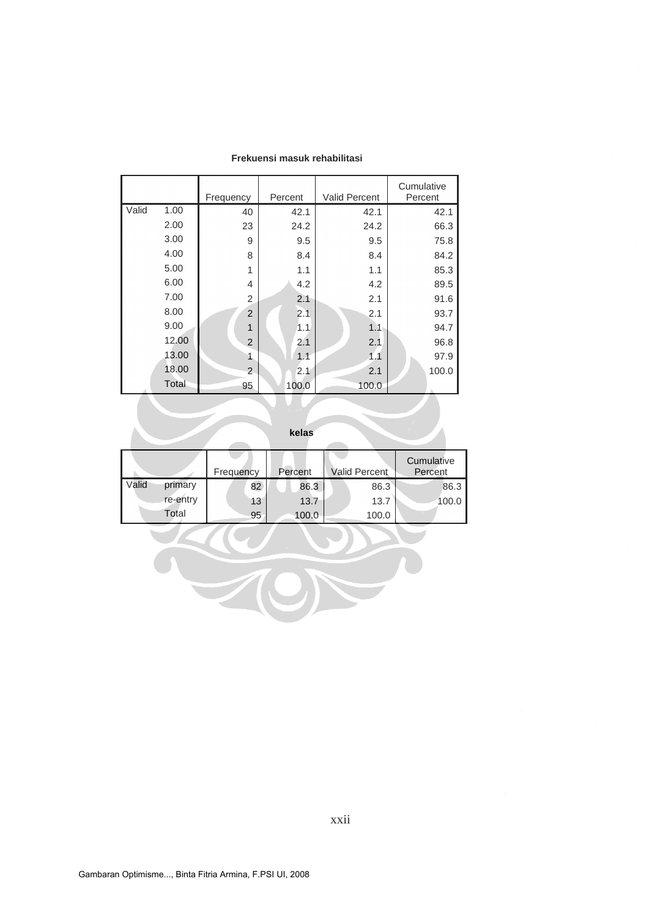**Frekuensi masuk rehabilitasi**

| | | Frequency | Percent | Valid Percent | Cumulative Percent |
|---|---|---|---|---|---|
| Valid | 1.00 | 40 | 42.1 | 42.1 | 42.1 |
| | 2.00 | 23 | 24.2 | 24.2 | 66.3 |
| | 3.00 | 9 | 9.5 | 9.5 | 75.8 |
| | 4.00 | 8 | 8.4 | 8.4 | 84.2 |
| | 5.00 | 1 | 1.1 | 1.1 | 85.3 |
| | 6.00 | 4 | 4.2 | 4.2 | 89.5 |
| | 7.00 | 2 | 2.1 | 2.1 | 91.6 |
| | 8.00 | 2 | 2.1 | 2.1 | 93.7 |
| | 9.00 | 1 | 1.1 | 1.1 | 94.7 |
| | 12.00 | 2 | 2.1 | 2.1 | 96.8 |
| | 13.00 | 1 | 1.1 | 1.1 | 97.9 |
| | 18.00 | 2 | 2.1 | 2.1 | 100.0 |
| | Total | 95 | 100.0 | 100.0 | |

**kelas**

| | | Frequency | Percent | Valid Percent | Cumulative Percent |
|---|---|---|---|---|---|
| Valid | primary | 82 | 86.3 | 86.3 | 86.3 |
| | re-entry | 13 | 13.7 | 13.7 | 100.0 |
| | Total | 95 | 100.0 | 100.0 | |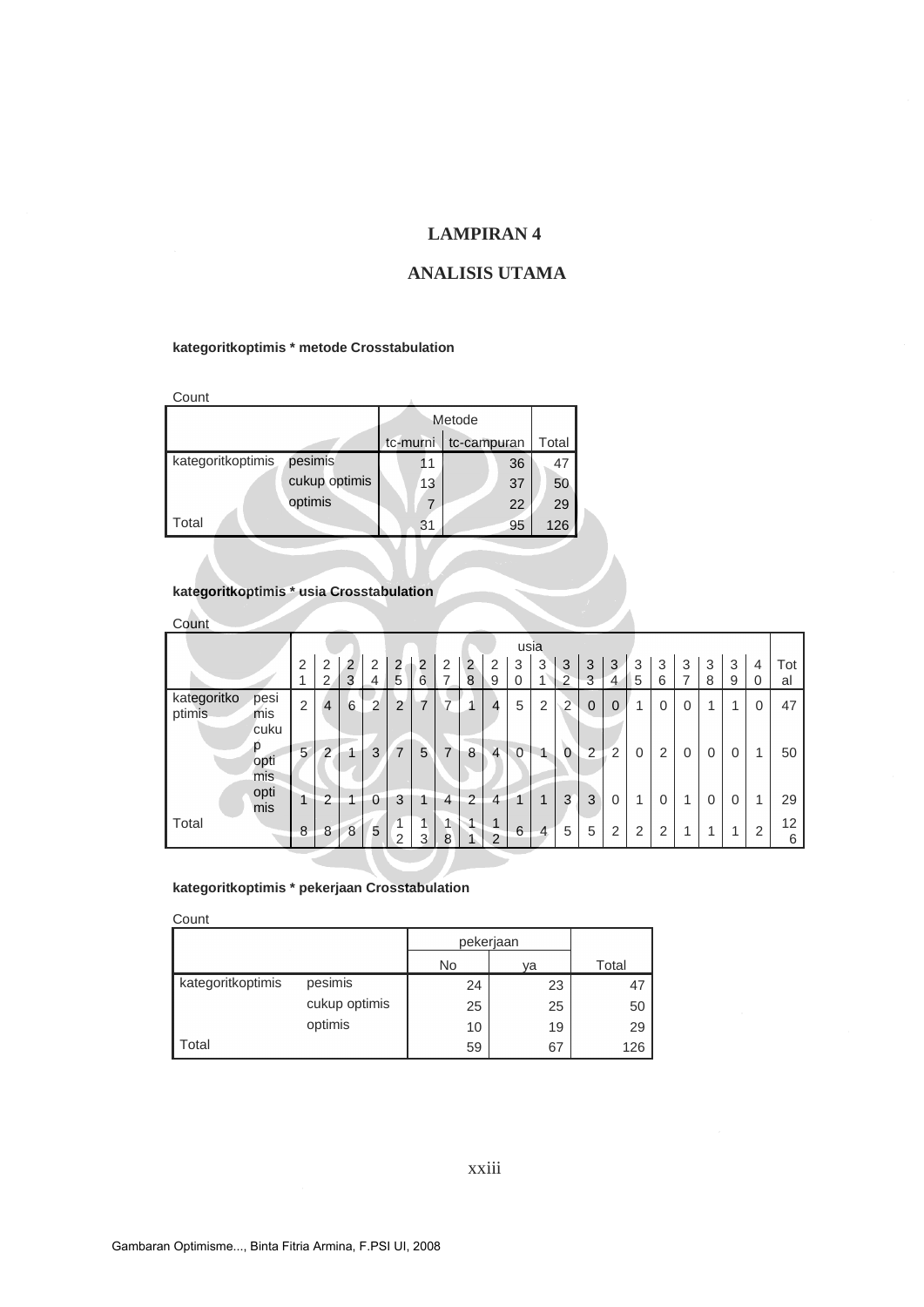# LAMPIRAN 4

## ANALISIS UTAMA

**kategoritkoptimis * metode Crosstabulation**

Count

| | | Metode | | |
|---|---|---|---|---|
| | | tc-murni | tc-campuran | Total |
| kategoritkoptimis | pesimis | 11 | 36 | 47 |
| | cukup optimis | 13 | 37 | 50 |
| | optimis | 7 | 22 | 29 |
| Total | | 31 | 95 | 126 |

**kategoritkoptimis * usia Crosstabulation**

Count

| | | usia | | | | | | | | | | | | | | | | | | | | |
|---|---|---|---|---|---|---|---|---|---|---|---|---|---|---|---|---|---|---|---|---|---|---|
| | | 21 | 22 | 23 | 24 | 25 | 26 | 27 | 28 | 29 | 30 | 31 | 32 | 33 | 34 | 35 | 36 | 37 | 38 | 39 | 40 | Total |
| kategoritkoptimis | pesimis | 2 | 4 | 6 | 2 | 2 | 7 | 7 | 1 | 4 | 5 | 2 | 2 | 0 | 0 | 1 | 0 | 0 | 1 | 1 | 0 | 47 |
| | cukup optimis | 5 | 2 | 1 | 3 | 7 | 5 | 7 | 8 | 4 | 0 | 1 | 0 | 2 | 2 | 0 | 2 | 0 | 0 | 0 | 1 | 50 |
| | optimis | 1 | 2 | 1 | 0 | 3 | 1 | 4 | 2 | 4 | 1 | 1 | 3 | 3 | 0 | 1 | 0 | 1 | 0 | 0 | 1 | 29 |
| Total | | 8 | 8 | 8 | 5 | 12 | 13 | 18 | 11 | 12 | 6 | 4 | 5 | 5 | 2 | 2 | 2 | 1 | 1 | 1 | 2 | 126 |

**kategoritkoptimis * pekerjaan Crosstabulation**

Count

| | | pekerjaan | | |
|---|---|---|---|---|
| | | No | ya | Total |
| kategoritkoptimis | pesimis | 24 | 23 | 47 |
| | cukup optimis | 25 | 25 | 50 |
| | optimis | 10 | 19 | 29 |
| Total | | 59 | 67 | 126 |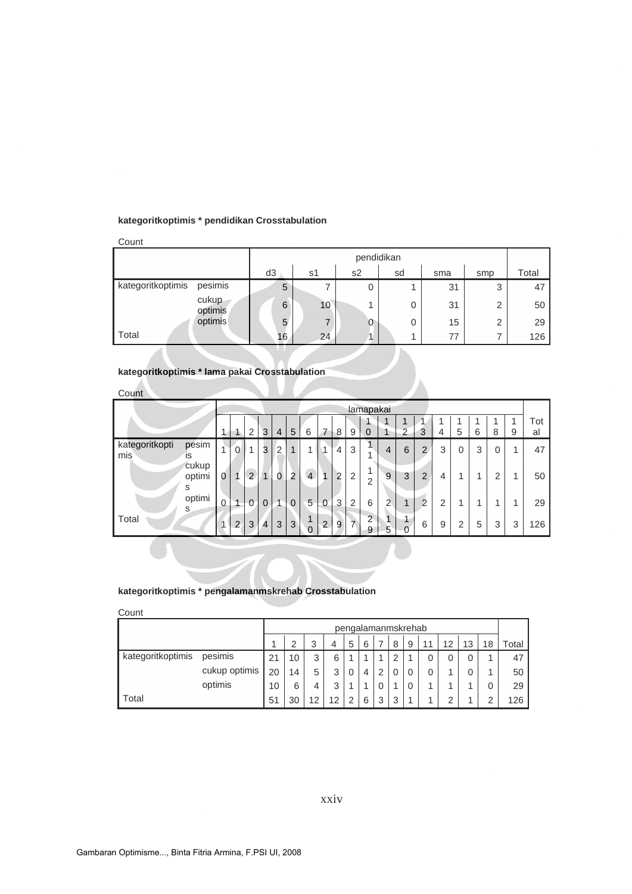**kategoritkoptimis * pendidikan Crosstabulation**

Count

| | | pendidikan | | | | | | |
|---|---|---|---|---|---|---|---|---|
| | | d3 | s1 | s2 | sd | sma | smp | Total |
| kategoritkoptimis | pesimis | 5 | 7 | 0 | 1 | 31 | 3 | 47 |
| | cukup optimis | 6 | 10 | 1 | 0 | 31 | 2 | 50 |
| | optimis | 5 | 7 | 0 | 0 | 15 | 2 | 29 |
| Total | | 16 | 24 | 1 | 1 | 77 | 7 | 126 |

**kategoritkoptimis * lama pakai Crosstabulation**

Count

| | | lamapakai | | | | | | | | | | | | | | | | | | | |
|---|---|---|---|---|---|---|---|---|---|---|---|---|---|---|---|---|---|---|---|---|---|
| | | 1 | 1 | 2 | 3 | 4 | 5 | 6 | 7 | 8 | 9 | 10 | 11 | 12 | 13 | 14 | 15 | 16 | 18 | 19 | Total |
| kategoritkoptimis | pesimis | 1 | 0 | 1 | 3 | 2 | 1 | 1 | 1 | 4 | 3 | 11 | 4 | 6 | 2 | 3 | 0 | 3 | 0 | 1 | 47 |
| | cukup optimis | 0 | 1 | 2 | 1 | 0 | 2 | 4 | 1 | 2 | 2 | 12 | 9 | 3 | 2 | 4 | 1 | 1 | 2 | 1 | 50 |
| | optimis | 0 | 1 | 0 | 0 | 1 | 0 | 5 | 0 | 3 | 2 | 6 | 2 | 1 | 2 | 2 | 1 | 1 | 1 | 1 | 29 |
| Total | | 1 | 2 | 3 | 4 | 3 | 3 | 10 | 2 | 9 | 7 | 29 | 15 | 10 | 6 | 9 | 2 | 5 | 3 | 3 | 126 |

**kategoritkoptimis * pengalamanmskrehab Crosstabulation**

Count

| | | pengalamanmskrehab | | | | | | | | | | | | | |
|---|---|---|---|---|---|---|---|---|---|---|---|---|---|---|---|
| | | 1 | 2 | 3 | 4 | 5 | 6 | 7 | 8 | 9 | 11 | 12 | 13 | 18 | Total |
| kategoritkoptimis | pesimis | 21 | 10 | 3 | 6 | 1 | 1 | 1 | 2 | 1 | 0 | 0 | 0 | 1 | 47 |
| | cukup optimis | 20 | 14 | 5 | 3 | 0 | 4 | 2 | 0 | 0 | 0 | 1 | 0 | 1 | 50 |
| | optimis | 10 | 6 | 4 | 3 | 1 | 1 | 0 | 1 | 0 | 1 | 1 | 1 | 0 | 29 |
| Total | | 51 | 30 | 12 | 12 | 2 | 6 | 3 | 3 | 1 | 1 | 2 | 1 | 2 | 126 |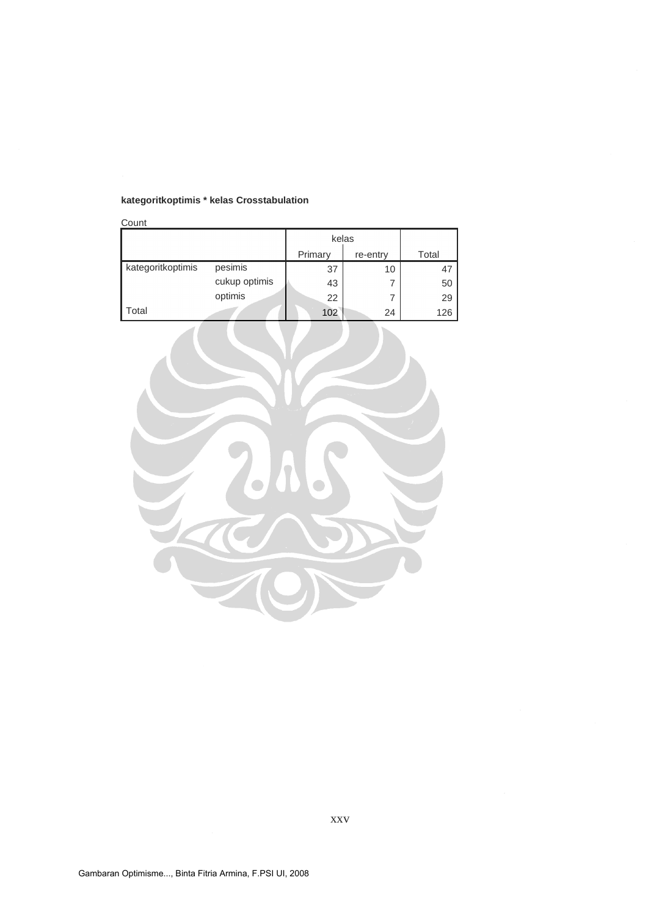**kategoritkoptimis * kelas Crosstabulation**

Count

| | | kelas | | Total |
|---|---|---|---|---|
| | | Primary | re-entry | |
| kategoritkoptimis | pesimis | 37 | 10 | 47 |
| | cukup optimis | 43 | 7 | 50 |
| | optimis | 22 | 7 | 29 |
| Total | | 102 | 24 | 126 |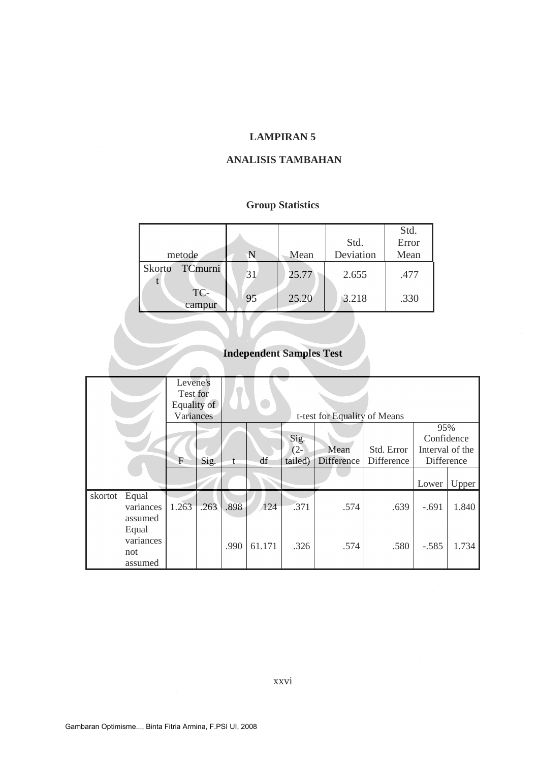# LAMPIRAN 5

## ANALISIS TAMBAHAN

### Group Statistics

| | metode | N | Mean | Std. Deviation | Std. Error Mean |
|---|---|---|---|---|---|
| Skortot | TCmurni | 31 | 25.77 | 2.655 | .477 |
| | TC-campur | 95 | 25.20 | 3.218 | .330 |

### Independent Samples Test

| | | Levene's Test for Equality of Variances | | t-test for Equality of Means | | | | | | |
|---|---|---|---|---|---|---|---|---|---|---|
| | | F | Sig. | t | df | Sig. (2-tailed) | Mean Difference | Std. Error Difference | 95% Confidence Interval of the Difference | |
| | | | | | | | | | Lower | Upper |
| skortot | Equal variances assumed | 1.263 | .263 | .898 | 124 | .371 | .574 | .639 | -.691 | 1.840 |
| | Equal variances not assumed | | | .990 | 61.171 | .326 | .574 | .580 | -.585 | 1.734 |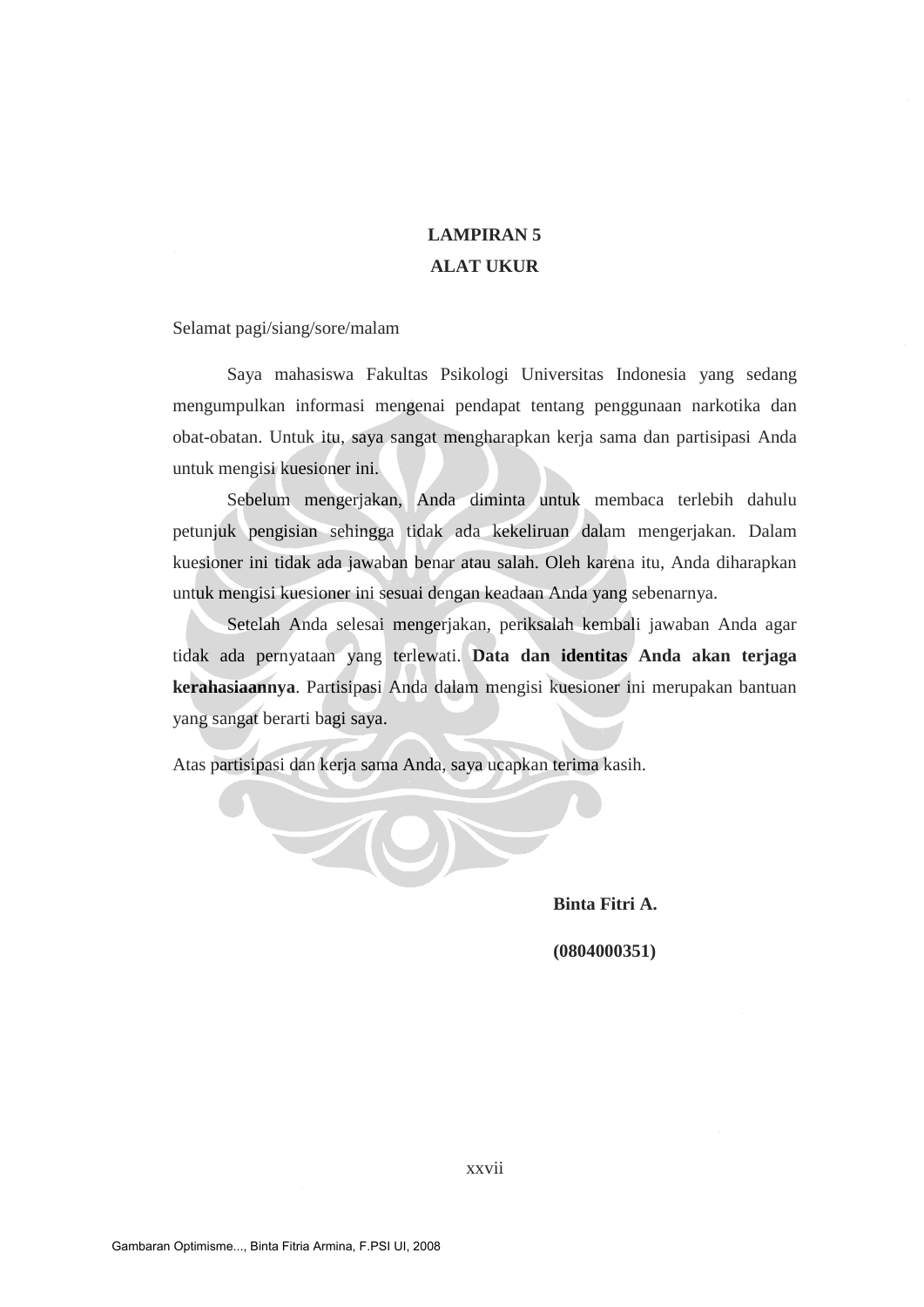# LAMPIRAN 5

## ALAT UKUR

Selamat pagi/siang/sore/malam

Saya mahasiswa Fakultas Psikologi Universitas Indonesia yang sedang mengumpulkan informasi mengenai pendapat tentang penggunaan narkotika dan obat-obatan. Untuk itu, saya sangat mengharapkan kerja sama dan partisipasi Anda untuk mengisi kuesioner ini.

Sebelum mengerjakan, Anda diminta untuk membaca terlebih dahulu petunjuk pengisian sehingga tidak ada kekeliruan dalam mengerjakan. Dalam kuesioner ini tidak ada jawaban benar atau salah. Oleh karena itu, Anda diharapkan untuk mengisi kuesioner ini sesuai dengan keadaan Anda yang sebenarnya.

Setelah Anda selesai mengerjakan, periksalah kembali jawaban Anda agar tidak ada pernyataan yang terlewati. **Data dan identitas Anda akan terjaga kerahasiaannya**. Partisipasi Anda dalam mengisi kuesioner ini merupakan bantuan yang sangat berarti bagi saya.

Atas partisipasi dan kerja sama Anda, saya ucapkan terima kasih.

**Binta Fitri A.**

**(0804000351)**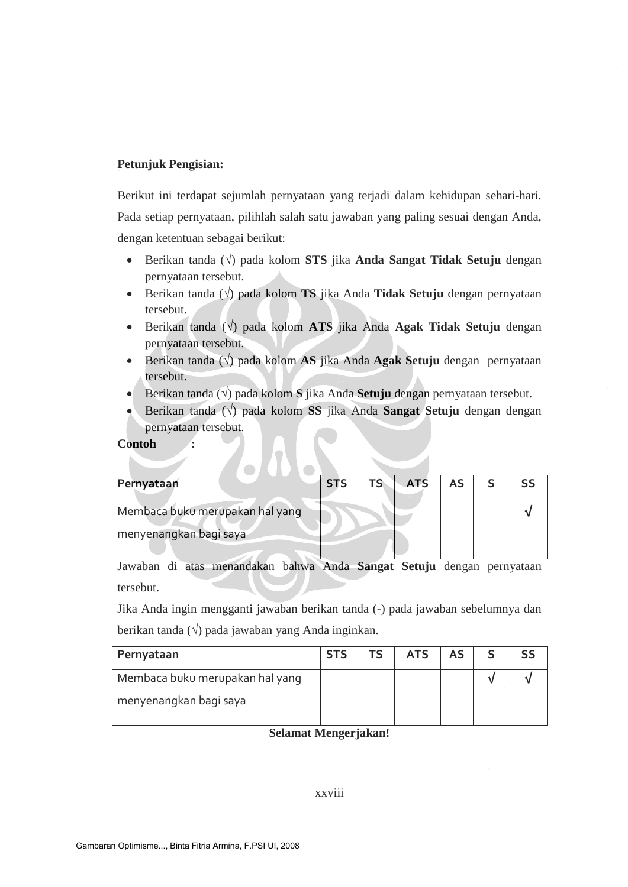**Petunjuk Pengisian:**

Berikut ini terdapat sejumlah pernyataan yang terjadi dalam kehidupan sehari-hari. Pada setiap pernyataan, pilihlah salah satu jawaban yang paling sesuai dengan Anda, dengan ketentuan sebagai berikut:

- Berikan tanda (√) pada kolom **STS** jika **Anda Sangat Tidak Setuju** dengan pernyataan tersebut.
- Berikan tanda (√) pada kolom **TS** jika Anda **Tidak Setuju** dengan pernyataan tersebut.
- Berikan tanda (√) pada kolom **ATS** jika Anda **Agak Tidak Setuju** dengan pernyataan tersebut.
- Berikan tanda (√) pada kolom **AS** jika Anda **Agak Setuju** dengan pernyataan tersebut.
- Berikan tanda (√) pada kolom **S** jika Anda **Setuju** dengan pernyataan tersebut.
- Berikan tanda (√) pada kolom **SS** jika Anda **Sangat Setuju** dengan dengan pernyataan tersebut.

**Contoh :**

| Pernyataan | STS | TS | ATS | AS | S | SS |
|---|---|---|---|---|---|---|
| Membaca buku merupakan hal yang menyenangkan bagi saya | | | | | | √ |

Jawaban di atas menandakan bahwa Anda **Sangat Setuju** dengan pernyataan tersebut.

Jika Anda ingin mengganti jawaban berikan tanda (-) pada jawaban sebelumnya dan berikan tanda (√) pada jawaban yang Anda inginkan.

| Pernyataan | STS | TS | ATS | AS | S | SS |
|---|---|---|---|---|---|---|
| Membaca buku merupakan hal yang menyenangkan bagi saya | | | | | √ | -√ |

**Selamat Mengerjakan!**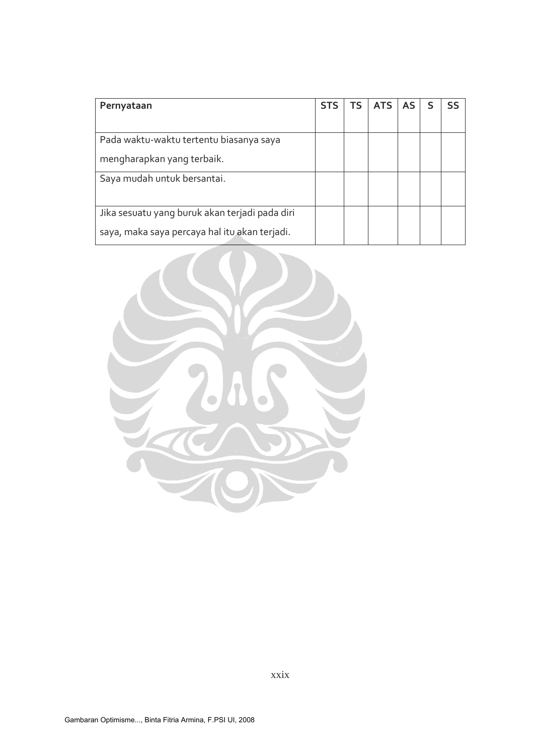| Pernyataan | STS | TS | ATS | AS | S | SS |
|---|---|---|---|---|---|---|
| Pada waktu-waktu tertentu biasanya saya mengharapkan yang terbaik. | | | | | | |
| Saya mudah untuk bersantai. | | | | | | |
| Jika sesuatu yang buruk akan terjadi pada diri saya, maka saya percaya hal itu akan terjadi. | | | | | | |